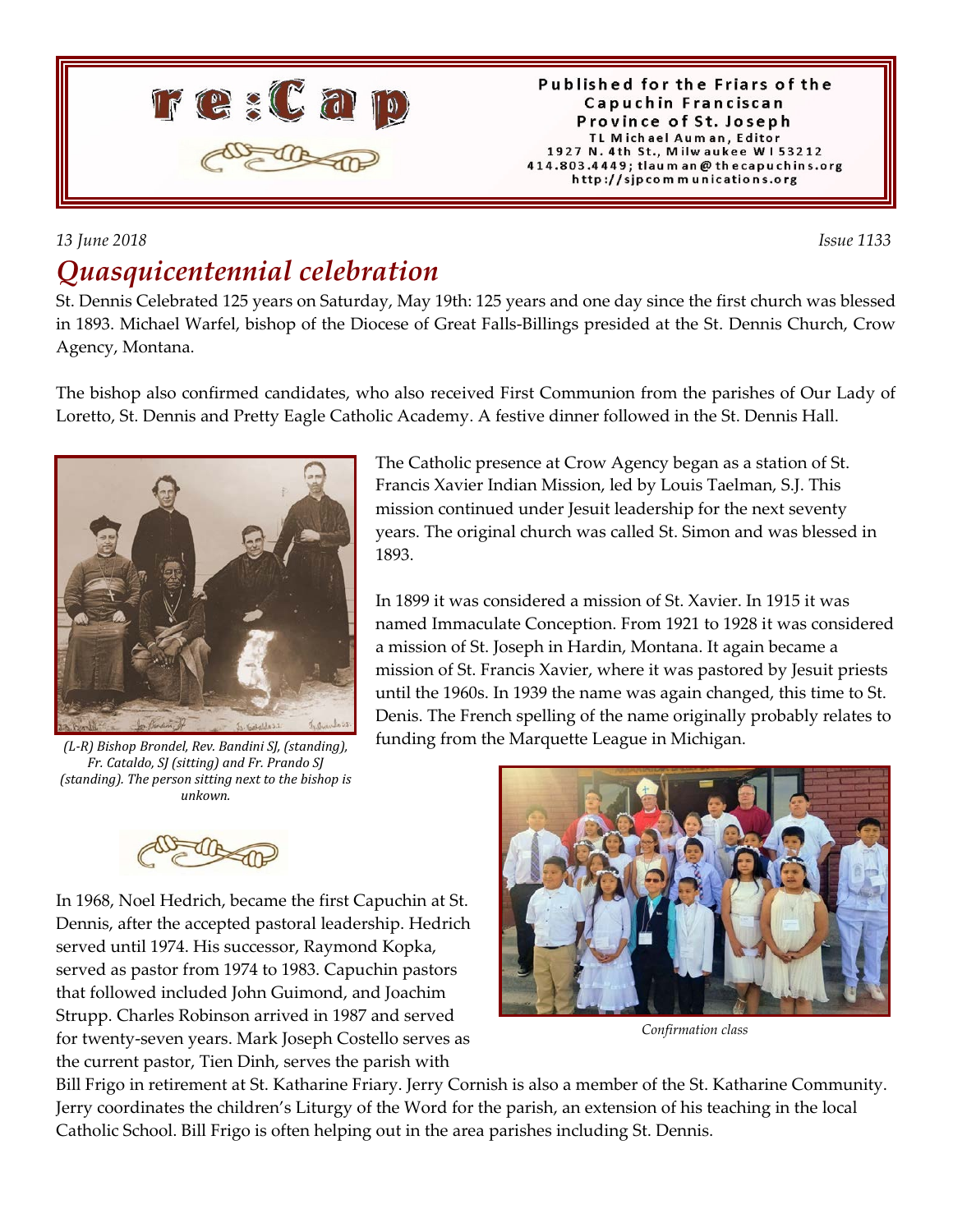# re:Cap

Published for the Friars of the Capuchin Franciscan Province of St. Joseph
TL Michael Auman, Editor
1927 N. 4th St., Milwaukee WI 53212
414.803.4449; tlauman@thecapuchins.org
http://sjpcommunications.org

*13 June 2018* *Issue 1133*

## *Quasquicentennial celebration*

St. Dennis Celebrated 125 years on Saturday, May 19th: 125 years and one day since the first church was blessed in 1893. Michael Warfel, bishop of the Diocese of Great Falls-Billings presided at the St. Dennis Church, Crow Agency, Montana.

The bishop also confirmed candidates, who also received First Communion from the parishes of Our Lady of Loretto, St. Dennis and Pretty Eagle Catholic Academy. A festive dinner followed in the St. Dennis Hall.

*(L-R) Bishop Brondel, Rev. Bandini SJ, (standing), Fr. Cataldo, SJ (sitting) and Fr. Prando SJ (standing). The person sitting next to the bishop is unkown.*

The Catholic presence at Crow Agency began as a station of St. Francis Xavier Indian Mission, led by Louis Taelman, S.J. This mission continued under Jesuit leadership for the next seventy years. The original church was called St. Simon and was blessed in 1893.

In 1899 it was considered a mission of St. Xavier. In 1915 it was named Immaculate Conception. From 1921 to 1928 it was considered a mission of St. Joseph in Hardin, Montana. It again became a mission of St. Francis Xavier, where it was pastored by Jesuit priests until the 1960s. In 1939 the name was again changed, this time to St. Denis. The French spelling of the name originally probably relates to funding from the Marquette League in Michigan.

In 1968, Noel Hedrich, became the first Capuchin at St. Dennis, after the accepted pastoral leadership. Hedrich served until 1974. His successor, Raymond Kopka, served as pastor from 1974 to 1983. Capuchin pastors that followed included John Guimond, and Joachim Strupp. Charles Robinson arrived in 1987 and served for twenty-seven years. Mark Joseph Costello serves as the current pastor, Tien Dinh, serves the parish with Bill Frigo in retirement at St. Katharine Friary. Jerry Cornish is also a member of the St. Katharine Community. Jerry coordinates the children's Liturgy of the Word for the parish, an extension of his teaching in the local Catholic School. Bill Frigo is often helping out in the area parishes including St. Dennis.

*Confirmation class*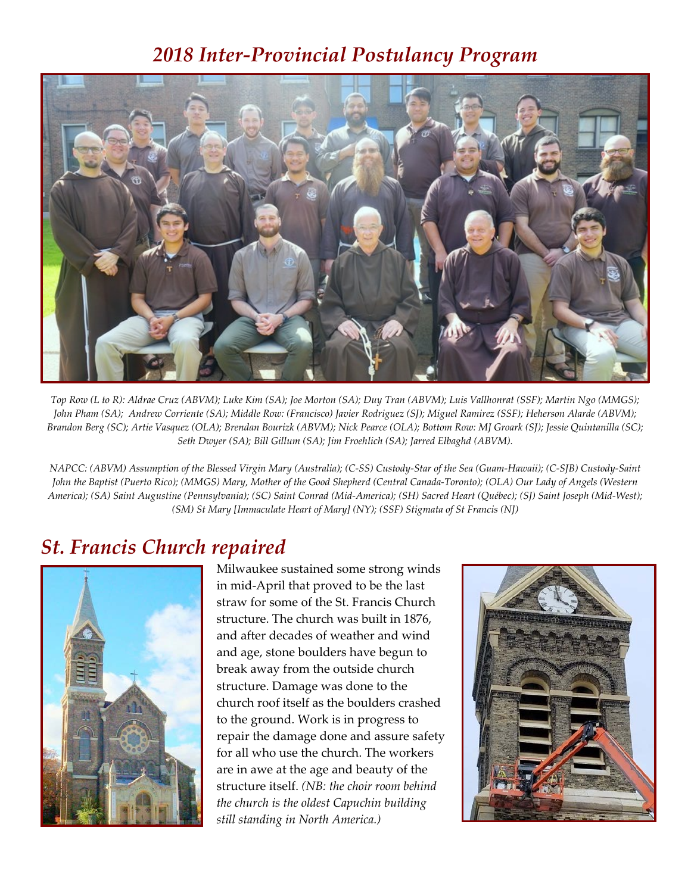## *2018 Inter-Provincial Postulancy Program*

*Top Row (L to R): Aldrae Cruz (ABVM); Luke Kim (SA); Joe Morton (SA); Duy Tran (ABVM); Luis Vallhonrat (SSF); Martin Ngo (MMGS); John Pham (SA); Andrew Corriente (SA); Middle Row: (Francisco) Javier Rodriguez (SJ); Miguel Ramirez (SSF); Heherson Alarde (ABVM); Brandon Berg (SC); Artie Vasquez (OLA); Brendan Bourizk (ABVM); Nick Pearce (OLA); Bottom Row: MJ Groark (SJ); Jessie Quintanilla (SC); Seth Dwyer (SA); Bill Gillum (SA); Jim Froehlich (SA); Jarred Elbaghd (ABVM).*

*NAPCC: (ABVM) Assumption of the Blessed Virgin Mary (Australia); (C-SS) Custody-Star of the Sea (Guam-Hawaii); (C-SJB) Custody-Saint John the Baptist (Puerto Rico); (MMGS) Mary, Mother of the Good Shepherd (Central Canada-Toronto); (OLA) Our Lady of Angels (Western America); (SA) Saint Augustine (Pennsylvania); (SC) Saint Conrad (Mid-America); (SH) Sacred Heart (Québec); (SJ) Saint Joseph (Mid-West); (SM) St Mary [Immaculate Heart of Mary] (NY); (SSF) Stigmata of St Francis (NJ)*

## *St. Francis Church repaired*

Milwaukee sustained some strong winds in mid-April that proved to be the last straw for some of the St. Francis Church structure. The church was built in 1876, and after decades of weather and wind and age, stone boulders have begun to break away from the outside church structure. Damage was done to the church roof itself as the boulders crashed to the ground. Work is in progress to repair the damage done and assure safety for all who use the church. The workers are in awe at the age and beauty of the structure itself. *(NB: the choir room behind the church is the oldest Capuchin building still standing in North America.)*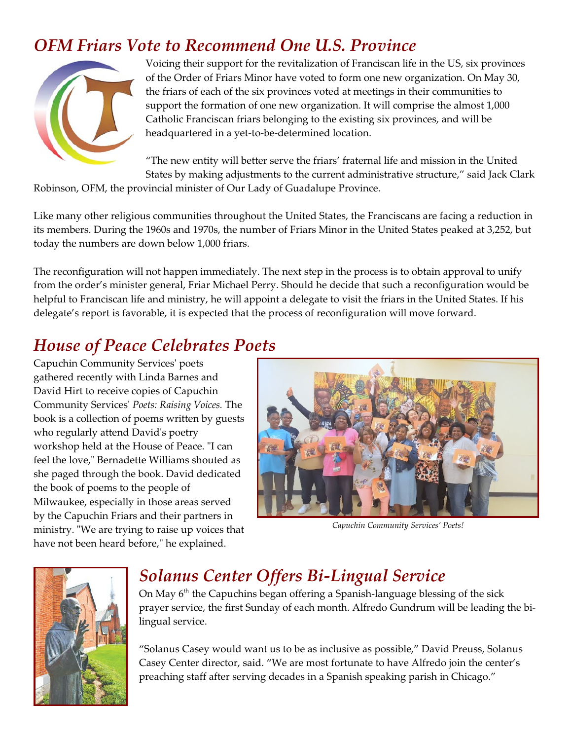## OFM Friars Vote to Recommend One U.S. Province

Voicing their support for the revitalization of Franciscan life in the US, six provinces of the Order of Friars Minor have voted to form one new organization. On May 30, the friars of each of the six provinces voted at meetings in their communities to support the formation of one new organization. It will comprise the almost 1,000 Catholic Franciscan friars belonging to the existing six provinces, and will be headquartered in a yet-to-be-determined location.

"The new entity will better serve the friars' fraternal life and mission in the United States by making adjustments to the current administrative structure," said Jack Clark Robinson, OFM, the provincial minister of Our Lady of Guadalupe Province.

Like many other religious communities throughout the United States, the Franciscans are facing a reduction in its members. During the 1960s and 1970s, the number of Friars Minor in the United States peaked at 3,252, but today the numbers are down below 1,000 friars.

The reconfiguration will not happen immediately. The next step in the process is to obtain approval to unify from the order's minister general, Friar Michael Perry. Should he decide that such a reconfiguration would be helpful to Franciscan life and ministry, he will appoint a delegate to visit the friars in the United States. If his delegate's report is favorable, it is expected that the process of reconfiguration will move forward.

## House of Peace Celebrates Poets

Capuchin Community Services' poets gathered recently with Linda Barnes and David Hirt to receive copies of Capuchin Community Services' *Poets: Raising Voices.* The book is a collection of poems written by guests who regularly attend David's poetry workshop held at the House of Peace. "I can feel the love," Bernadette Williams shouted as she paged through the book. David dedicated the book of poems to the people of Milwaukee, especially in those areas served by the Capuchin Friars and their partners in ministry. "We are trying to raise up voices that have not been heard before," he explained.

*Capuchin Community Services' Poets!*

## Solanus Center Offers Bi-Lingual Service

On May 6th the Capuchins began offering a Spanish-language blessing of the sick prayer service, the first Sunday of each month. Alfredo Gundrum will be leading the bi-lingual service.

"Solanus Casey would want us to be as inclusive as possible," David Preuss, Solanus Casey Center director, said. "We are most fortunate to have Alfredo join the center's preaching staff after serving decades in a Spanish speaking parish in Chicago."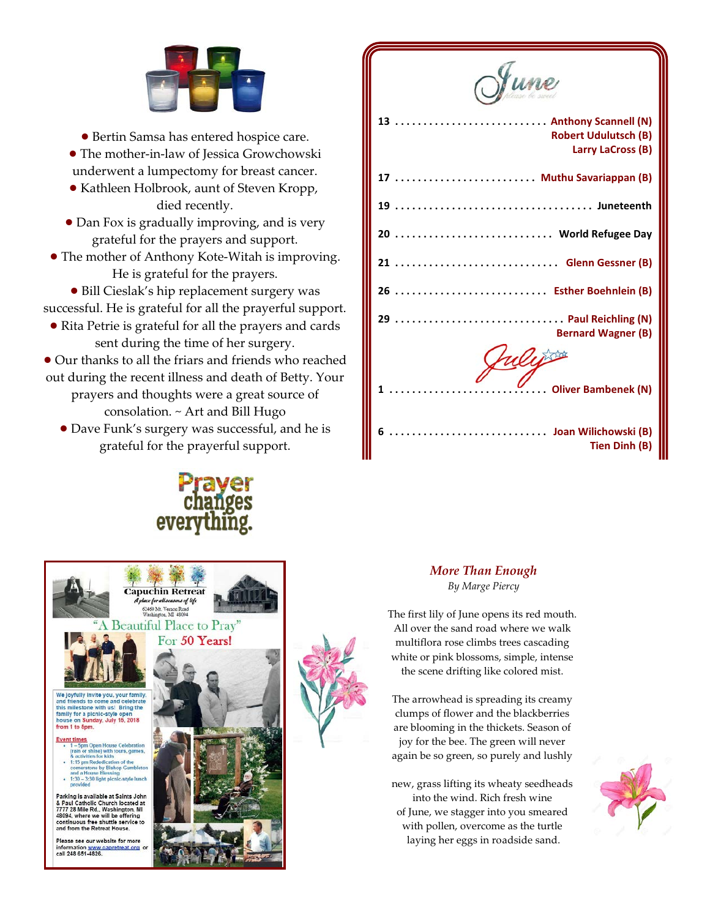- Bertin Samsa has entered hospice care.
- The mother-in-law of Jessica Growchowski underwent a lumpectomy for breast cancer.
- Kathleen Holbrook, aunt of Steven Kropp, died recently.
- Dan Fox is gradually improving, and is very grateful for the prayers and support.
- The mother of Anthony Kote-Witah is improving. He is grateful for the prayers.
- Bill Cieslak's hip replacement surgery was successful. He is grateful for all the prayerful support.
- Rita Petrie is grateful for all the prayers and cards sent during the time of her surgery.
- Our thanks to all the friars and friends who reached out during the recent illness and death of Betty. Your prayers and thoughts were a great source of consolation. ~ Art and Bill Hugo
- Dave Funk's surgery was successful, and he is grateful for the prayerful support.

Prayer changes everything.

## June

*please be sweet*

- 13 ........ Anthony Scannell (N), Robert Udulutsch (B), Larry LaCross (B)
- 17 ........ Muthu Savariappan (B)
- 19 ........ Juneteenth
- 20 ........ World Refugee Day
- 21 ........ Glenn Gessner (B)
- 26 ........ Esther Boehnlein (B)
- 29 ........ Paul Reichling (N), Bernard Wagner (B)

## July

- 1 ........ Oliver Bambenek (N)
- 6 ........ Joan Wilichowski (B), Tien Dinh (B)

## Capuchin Retreat

*A place for all seasons of life*

62460 Mt. Vernon Road
Washington, MI 48094

"A Beautiful Place to Pray" For 50 Years!

We joyfully invite you, your family, and friends to come and celebrate this milestone with us! Bring the family for a picnic-style open house on Sunday, July 15, 2018 from 1 to 5pm.

Event times

- 1 – 5pm Open House Celebration (rain or shine) with tours, games, & activities for kids
- 1:15 pm Rededication of the cornerstone by Bishop Gumbleton and a House Blessing
- 1:30 – 3:30 light picnic-style lunch provided

Parking is available at Saints John & Paul Catholic Church located at 7777 28 Mile Rd., Washington, MI 48094, where we will be offering continuous free shuttle service to and from the Retreat House.

Please see our website for more information www.capretreat.org or call 248 651-4826.

### *More Than Enough*

*By Marge Piercy*

The first lily of June opens its red mouth.
All over the sand road where we walk
multiflora rose climbs trees cascading
white or pink blossoms, simple, intense
the scene drifting like colored mist.

The arrowhead is spreading its creamy
clumps of flower and the blackberries
are blooming in the thickets. Season of
joy for the bee. The green will never
again be so green, so purely and lushly

new, grass lifting its wheaty seedheads
into the wind. Rich fresh wine
of June, we stagger into you smeared
with pollen, overcome as the turtle
laying her eggs in roadside sand.